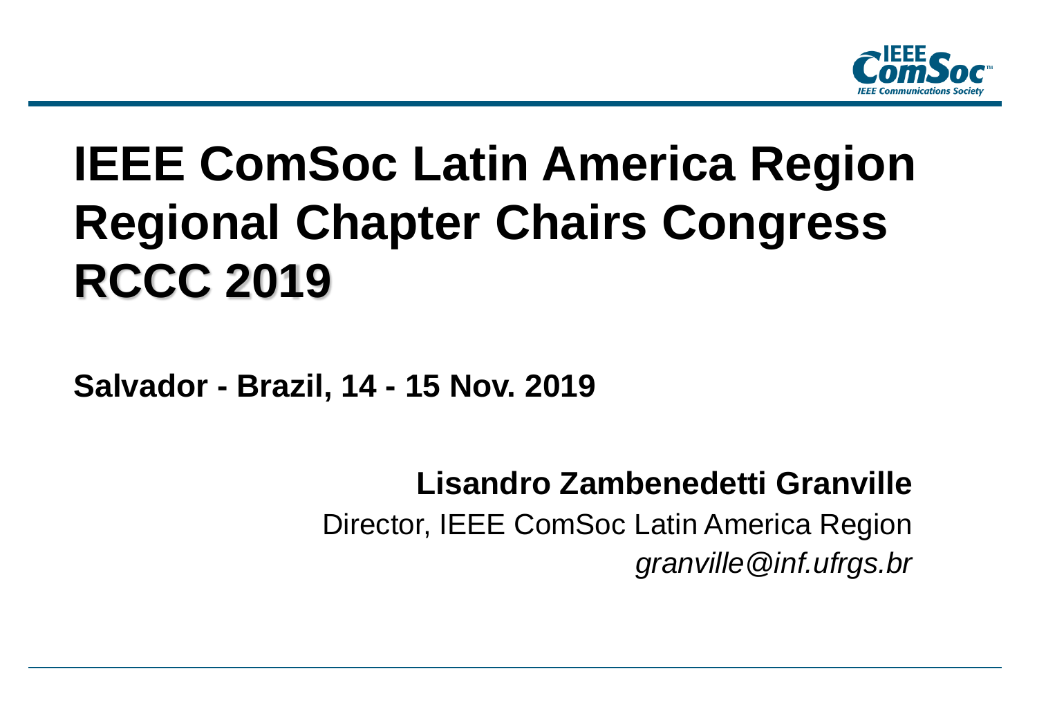# IEEE ComSoc Latin America Region Regional Chapter Chairs Congress RCCC 2019

**Salvador - Brazil, 14 - 15 Nov. 2019**

**Lisandro Zambenedetti Granville**

Director, IEEE ComSoc Latin America Region

*granville@inf.ufrgs.br*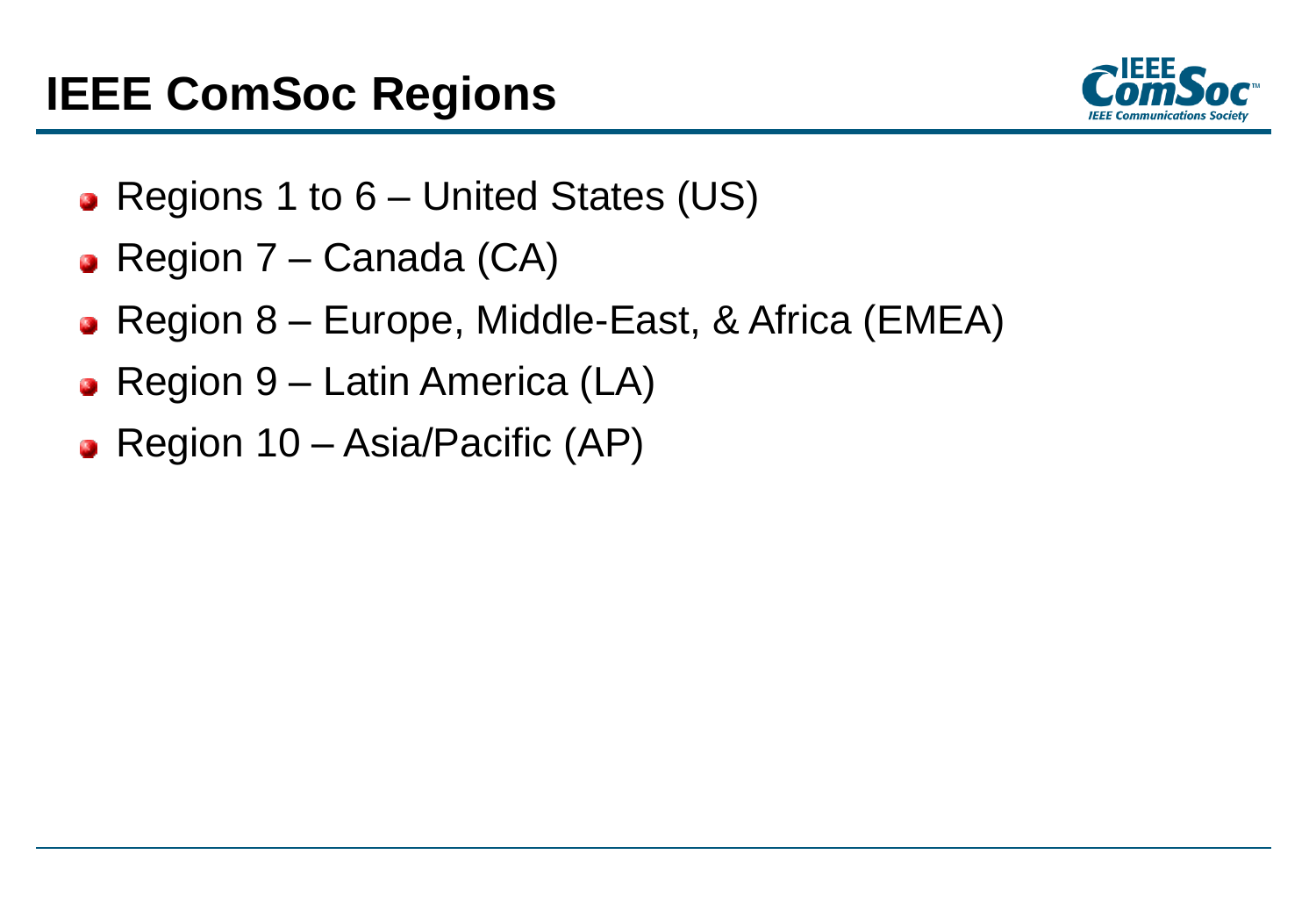# IEEE ComSoc Regions

- Regions 1 to 6 – United States (US)
- Region 7 – Canada (CA)
- Region 8 – Europe, Middle-East, & Africa (EMEA)
- Region 9 – Latin America (LA)
- Region 10 – Asia/Pacific (AP)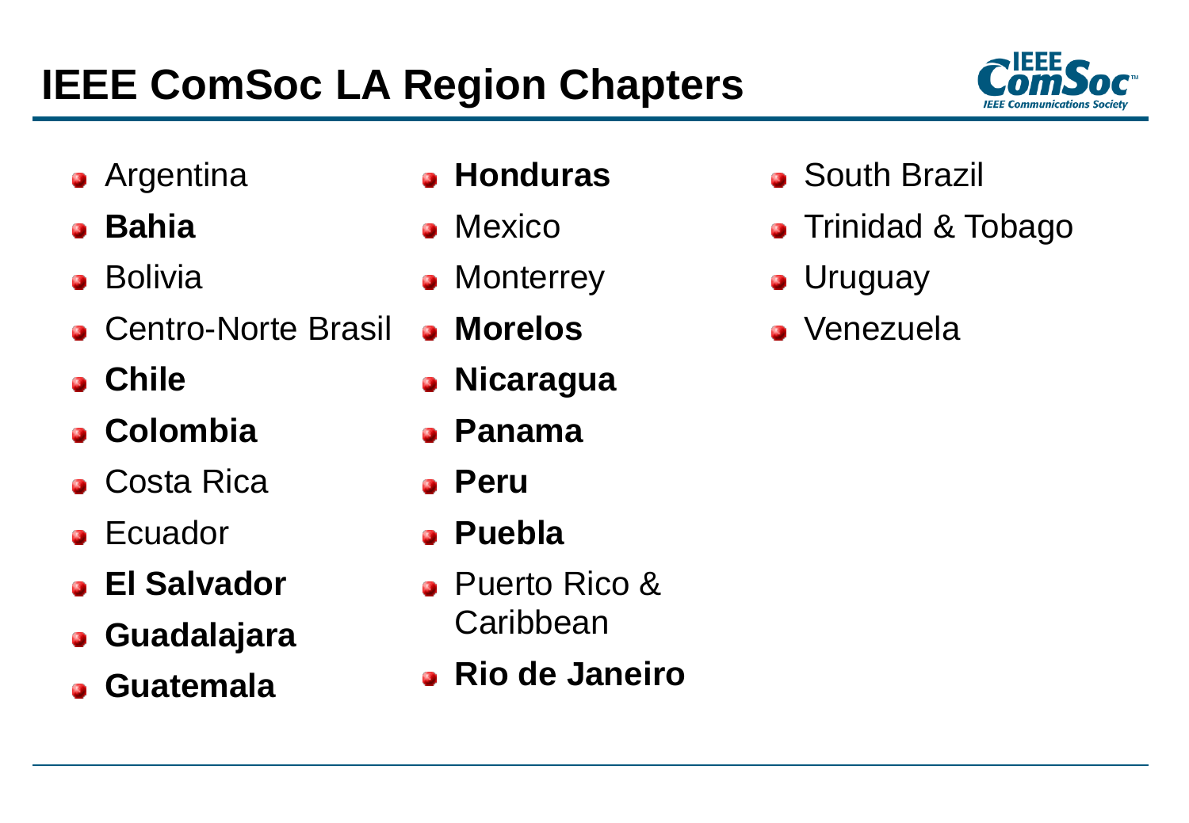# IEEE ComSoc LA Region Chapters

- Argentina
- **Bahia**
- Bolivia
- Centro-Norte Brasil
- **Chile**
- **Colombia**
- Costa Rica
- Ecuador
- **El Salvador**
- **Guadalajara**
- **Guatemala**
- **Honduras**
- Mexico
- Monterrey
- **Morelos**
- **Nicaragua**
- **Panama**
- **Peru**
- **Puebla**
- Puerto Rico & Caribbean
- **Rio de Janeiro**
- South Brazil
- Trinidad & Tobago
- Uruguay
- Venezuela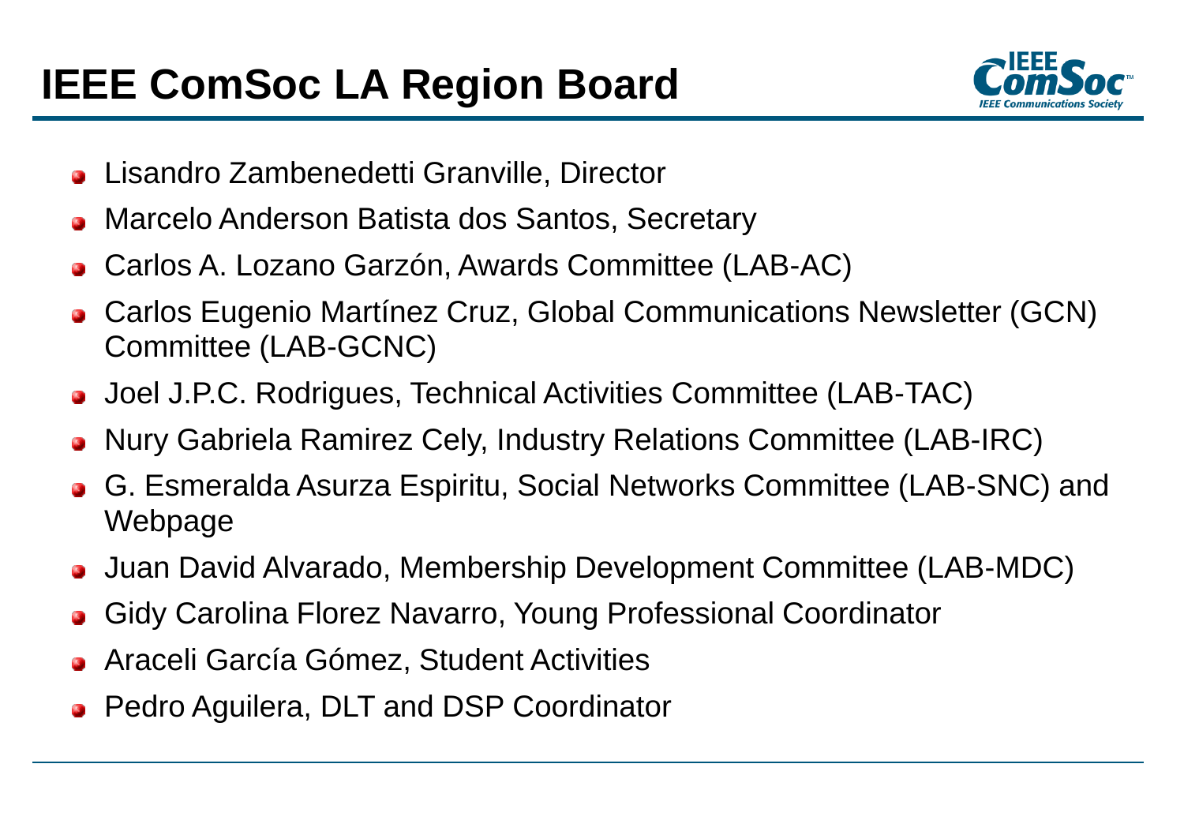# IEEE ComSoc LA Region Board

- Lisandro Zambenedetti Granville, Director
- Marcelo Anderson Batista dos Santos, Secretary
- Carlos A. Lozano Garzón, Awards Committee (LAB-AC)
- Carlos Eugenio Martínez Cruz, Global Communications Newsletter (GCN) Committee (LAB-GCNC)
- Joel J.P.C. Rodrigues, Technical Activities Committee (LAB-TAC)
- Nury Gabriela Ramirez Cely, Industry Relations Committee (LAB-IRC)
- G. Esmeralda Asurza Espiritu, Social Networks Committee (LAB-SNC) and Webpage
- Juan David Alvarado, Membership Development Committee (LAB-MDC)
- Gidy Carolina Florez Navarro, Young Professional Coordinator
- Araceli García Gómez, Student Activities
- Pedro Aguilera, DLT and DSP Coordinator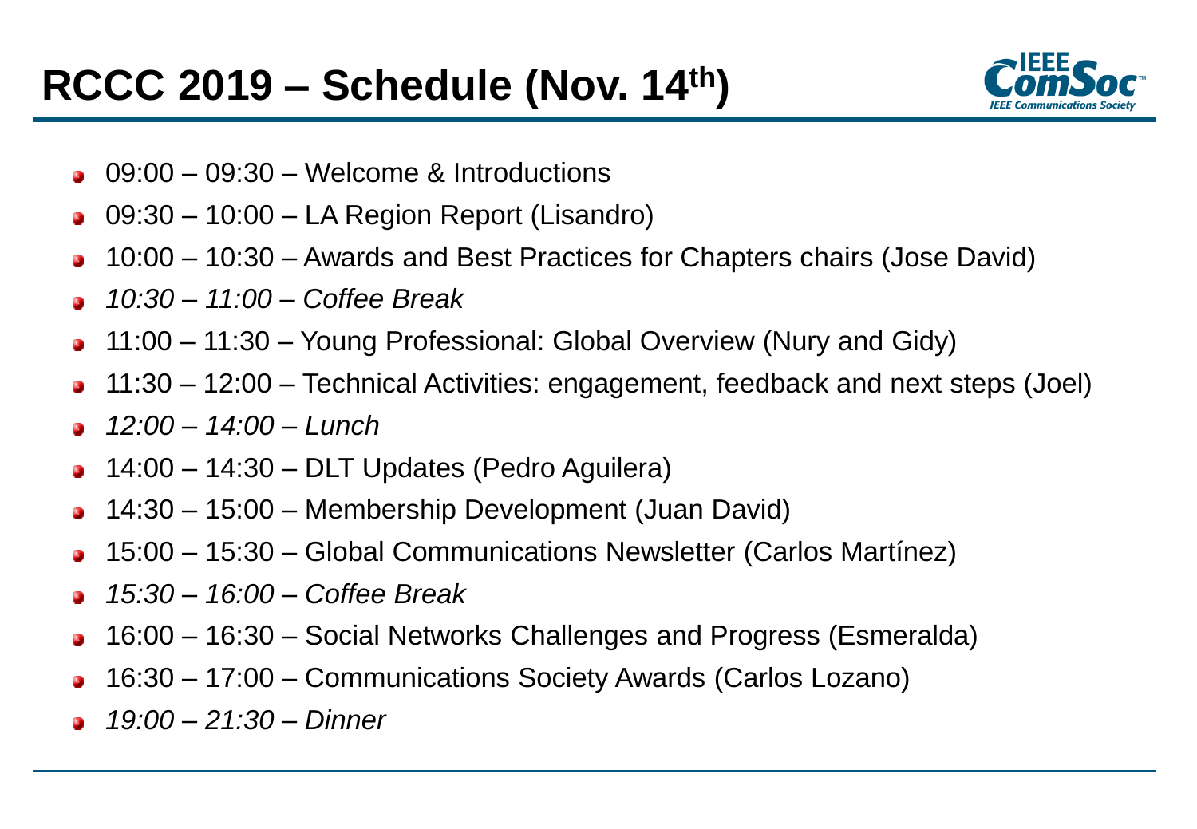# RCCC 2019 – Schedule (Nov. 14th)

- 09:00 – 09:30 – Welcome & Introductions
- 09:30 – 10:00 – LA Region Report (Lisandro)
- 10:00 – 10:30 – Awards and Best Practices for Chapters chairs (Jose David)
- *10:30 – 11:00 – Coffee Break*
- 11:00 – 11:30 – Young Professional: Global Overview (Nury and Gidy)
- 11:30 – 12:00 – Technical Activities: engagement, feedback and next steps (Joel)
- *12:00 – 14:00 – Lunch*
- 14:00 – 14:30 – DLT Updates (Pedro Aguilera)
- 14:30 – 15:00 – Membership Development (Juan David)
- 15:00 – 15:30 – Global Communications Newsletter (Carlos Martínez)
- *15:30 – 16:00 – Coffee Break*
- 16:00 – 16:30 – Social Networks Challenges and Progress (Esmeralda)
- 16:30 – 17:00 – Communications Society Awards (Carlos Lozano)
- *19:00 – 21:30 – Dinner*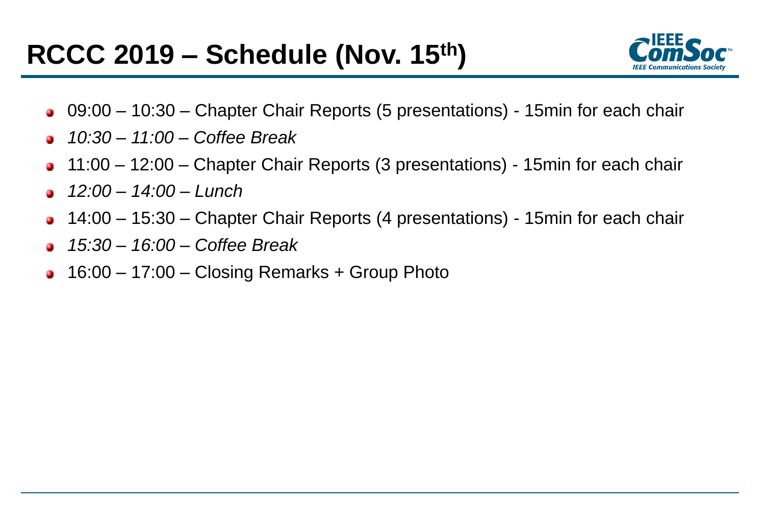# RCCC 2019 – Schedule (Nov. 15th)

- 09:00 – 10:30 – Chapter Chair Reports (5 presentations) - 15min for each chair
- *10:30 – 11:00 – Coffee Break*
- 11:00 – 12:00 – Chapter Chair Reports (3 presentations) - 15min for each chair
- *12:00 – 14:00 – Lunch*
- 14:00 – 15:30 – Chapter Chair Reports (4 presentations) - 15min for each chair
- *15:30 – 16:00 – Coffee Break*
- 16:00 – 17:00 – Closing Remarks + Group Photo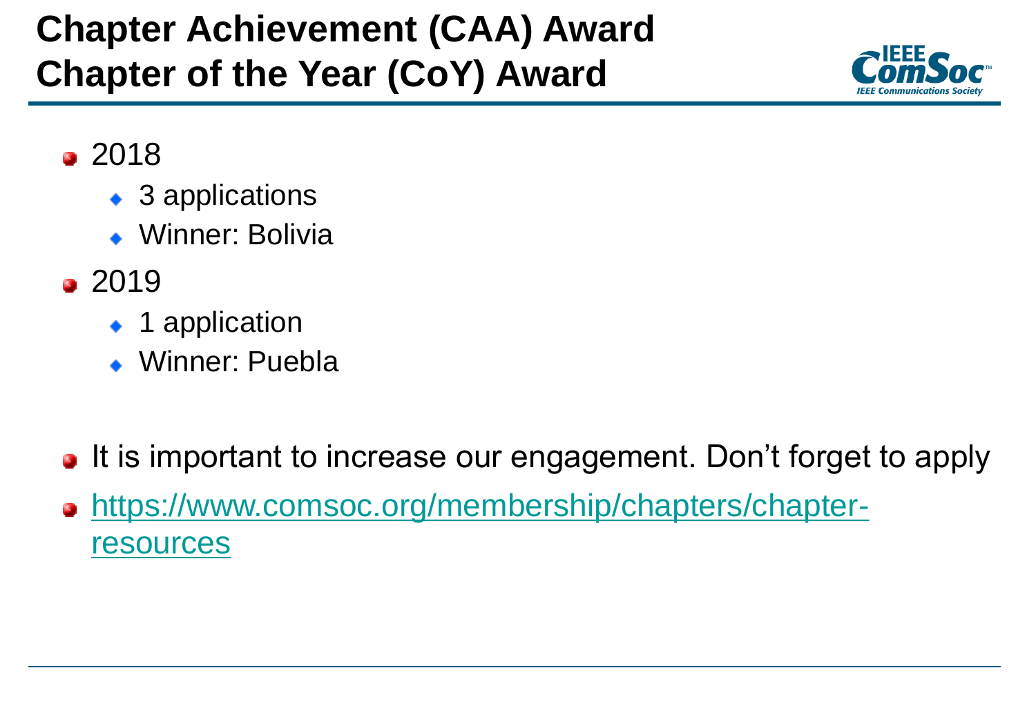# Chapter Achievement (CAA) Award
# Chapter of the Year (CoY) Award

- 2018
  - 3 applications
  - Winner: Bolivia
- 2019
  - 1 application
  - Winner: Puebla

- It is important to increase our engagement. Don't forget to apply
- https://www.comsoc.org/membership/chapters/chapter-resources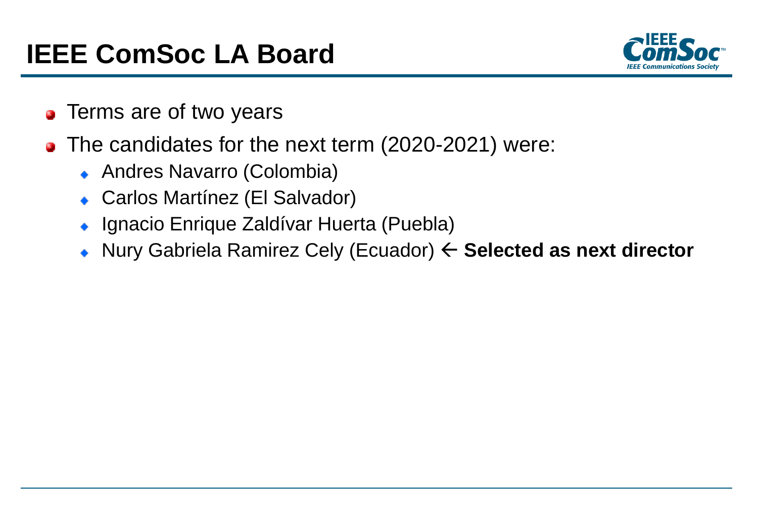# IEEE ComSoc LA Board

- Terms are of two years
- The candidates for the next term (2020-2021) were:
  - Andres Navarro (Colombia)
  - Carlos Martínez (El Salvador)
  - Ignacio Enrique Zaldívar Huerta (Puebla)
  - Nury Gabriela Ramirez Cely (Ecuador) ← **Selected as next director**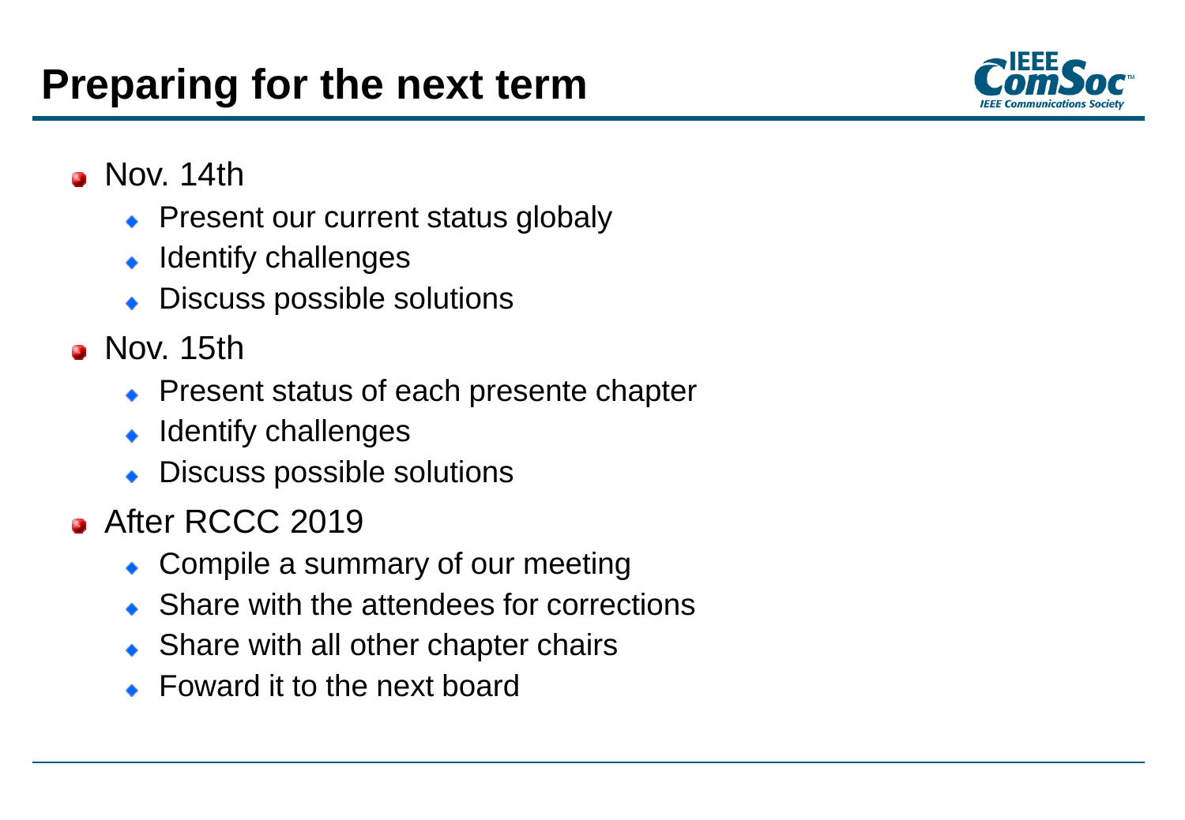# Preparing for the next term

- Nov. 14th
  - Present our current status globaly
  - Identify challenges
  - Discuss possible solutions
- Nov. 15th
  - Present status of each presente chapter
  - Identify challenges
  - Discuss possible solutions
- After RCCC 2019
  - Compile a summary of our meeting
  - Share with the attendees for corrections
  - Share with all other chapter chairs
  - Foward it to the next board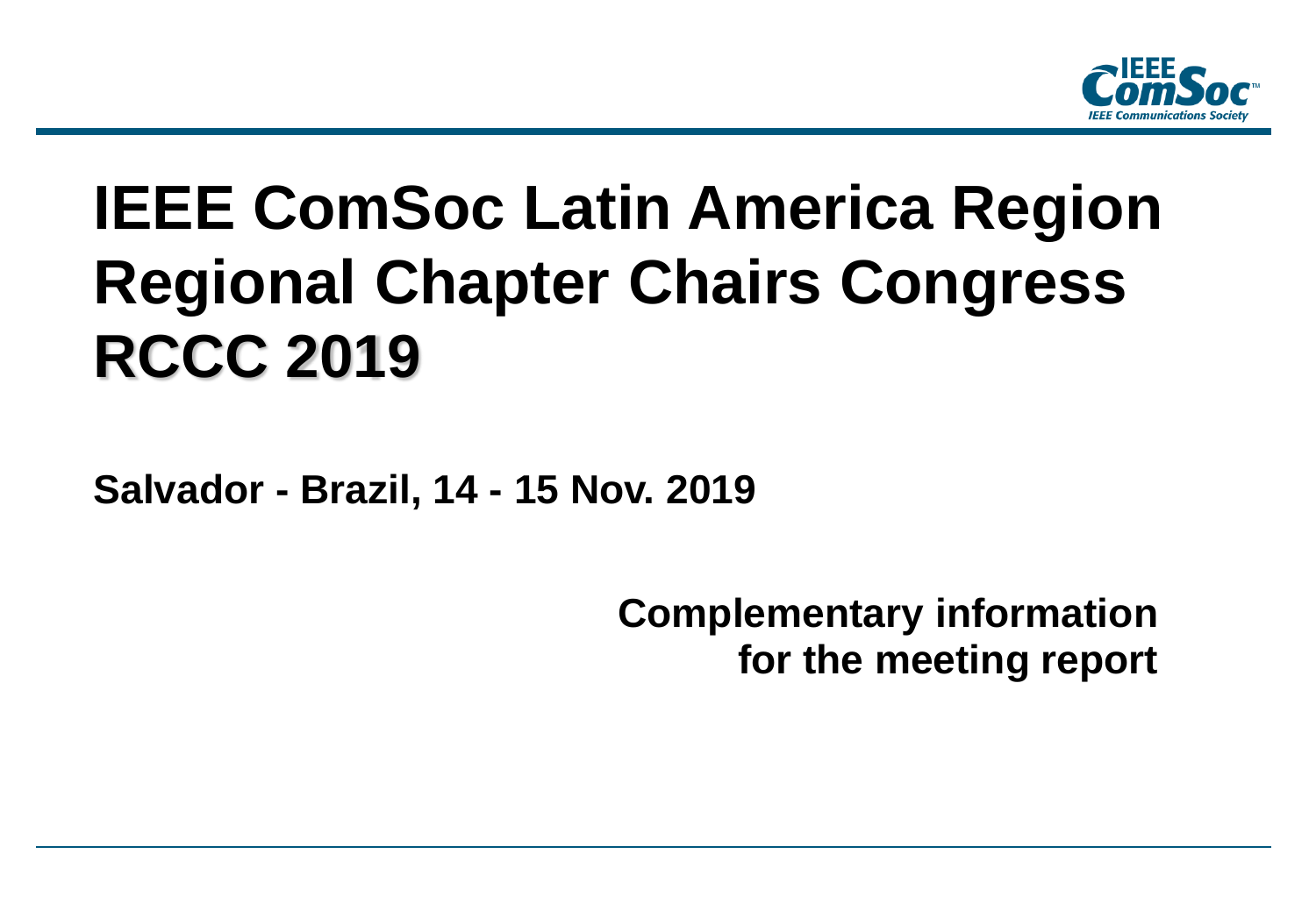# IEEE ComSoc Latin America Region Regional Chapter Chairs Congress RCCC 2019

**Salvador - Brazil, 14 - 15 Nov. 2019**

**Complementary information for the meeting report**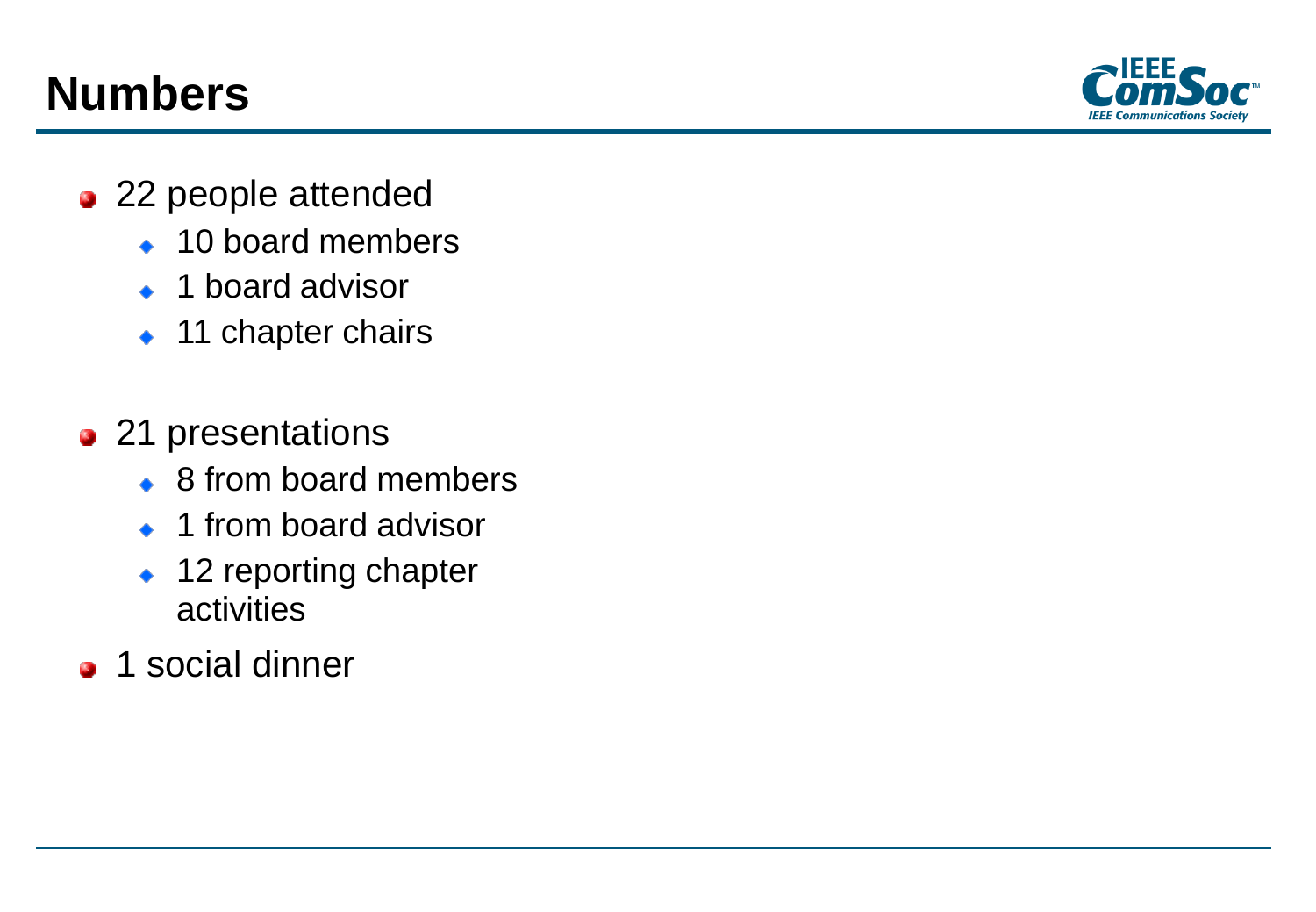# Numbers

- 22 people attended
  - 10 board members
  - 1 board advisor
  - 11 chapter chairs
- 21 presentations
  - 8 from board members
  - 1 from board advisor
  - 12 reporting chapter activities
- 1 social dinner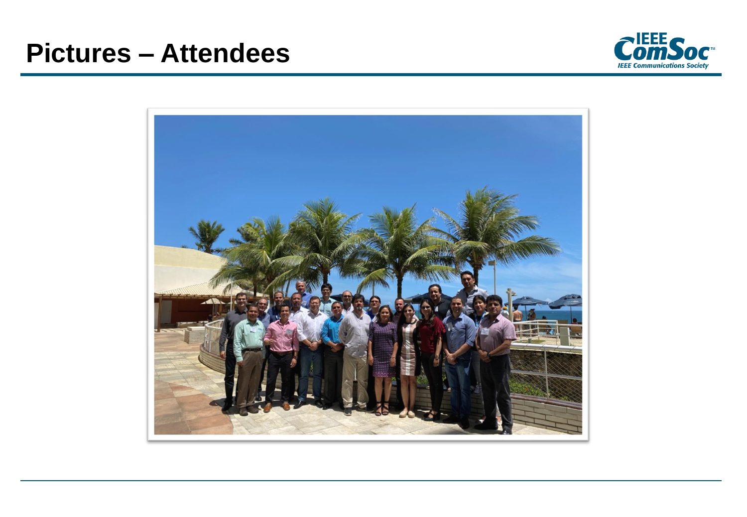# Pictures – Attendees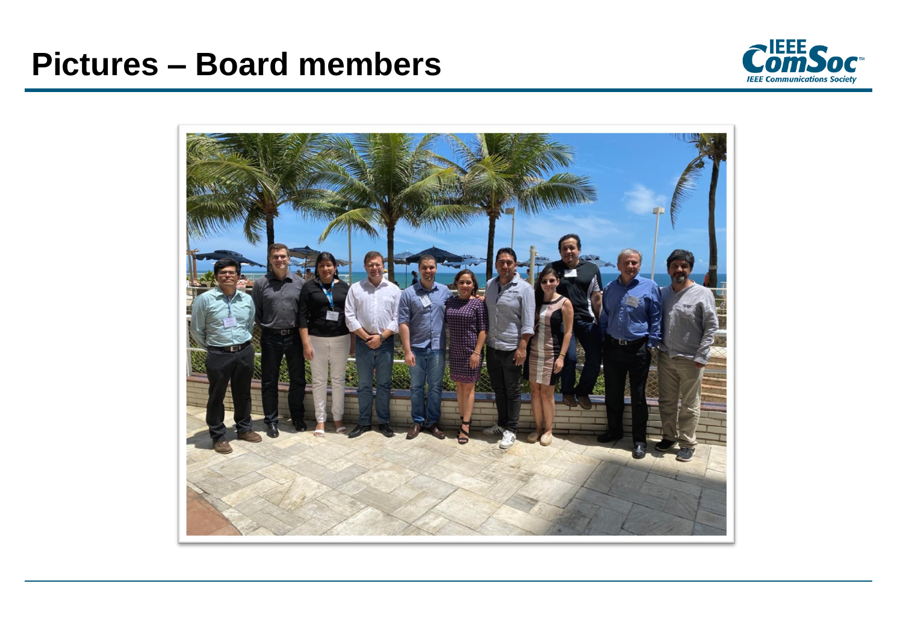# Pictures – Board members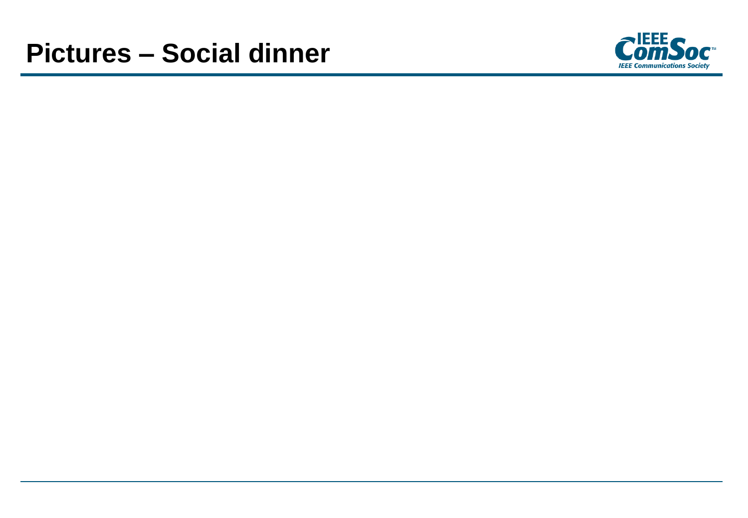# Pictures – Social dinner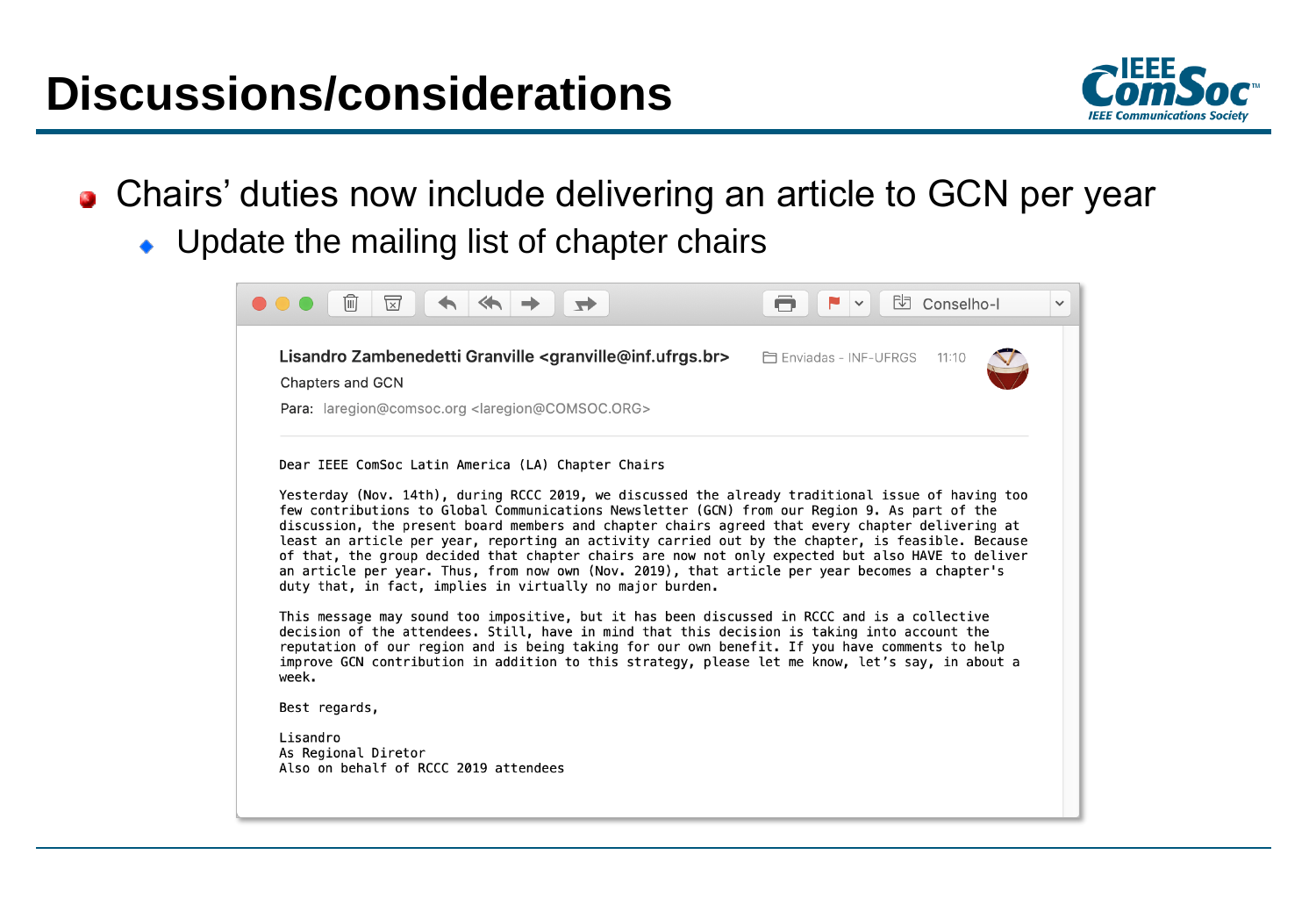# Discussions/considerations

- Chairs' duties now include delivering an article to GCN per year
  - Update the mailing list of chapter chairs

**Lisandro Zambenedetti Granville <granville@inf.ufrgs.br>** Enviadas - INF-UFRGS 11:10

Chapters and GCN

Para: laregion@comsoc.org <laregion@COMSOC.ORG>

Dear IEEE ComSoc Latin America (LA) Chapter Chairs

Yesterday (Nov. 14th), during RCCC 2019, we discussed the already traditional issue of having too few contributions to Global Communications Newsletter (GCN) from our Region 9. As part of the discussion, the present board members and chapter chairs agreed that every chapter delivering at least an article per year, reporting an activity carried out by the chapter, is feasible. Because of that, the group decided that chapter chairs are now not only expected but also HAVE to deliver an article per year. Thus, from now own (Nov. 2019), that article per year becomes a chapter's duty that, in fact, implies in virtually no major burden.

This message may sound too impositive, but it has been discussed in RCCC and is a collective decision of the attendees. Still, have in mind that this decision is taking into account the reputation of our region and is being taking for our own benefit. If you have comments to help improve GCN contribution in addition to this strategy, please let me know, let's say, in about a week.

Best regards,

Lisandro
As Regional Diretor
Also on behalf of RCCC 2019 attendees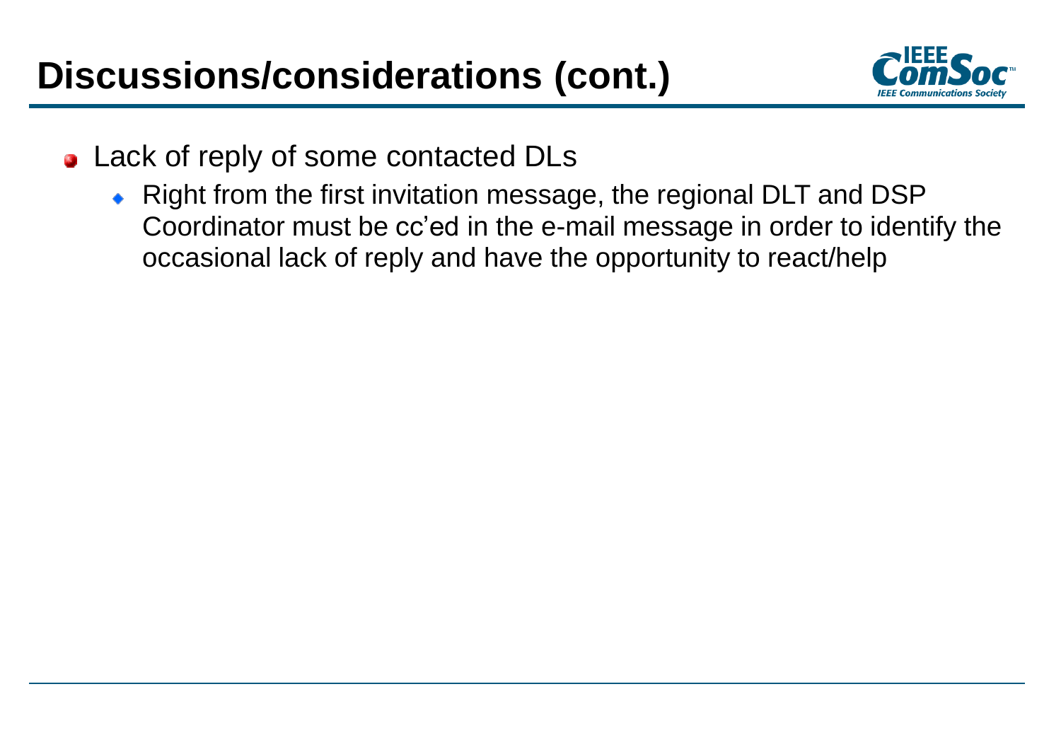# Discussions/considerations (cont.)

- Lack of reply of some contacted DLs
  - Right from the first invitation message, the regional DLT and DSP Coordinator must be cc'ed in the e-mail message in order to identify the occasional lack of reply and have the opportunity to react/help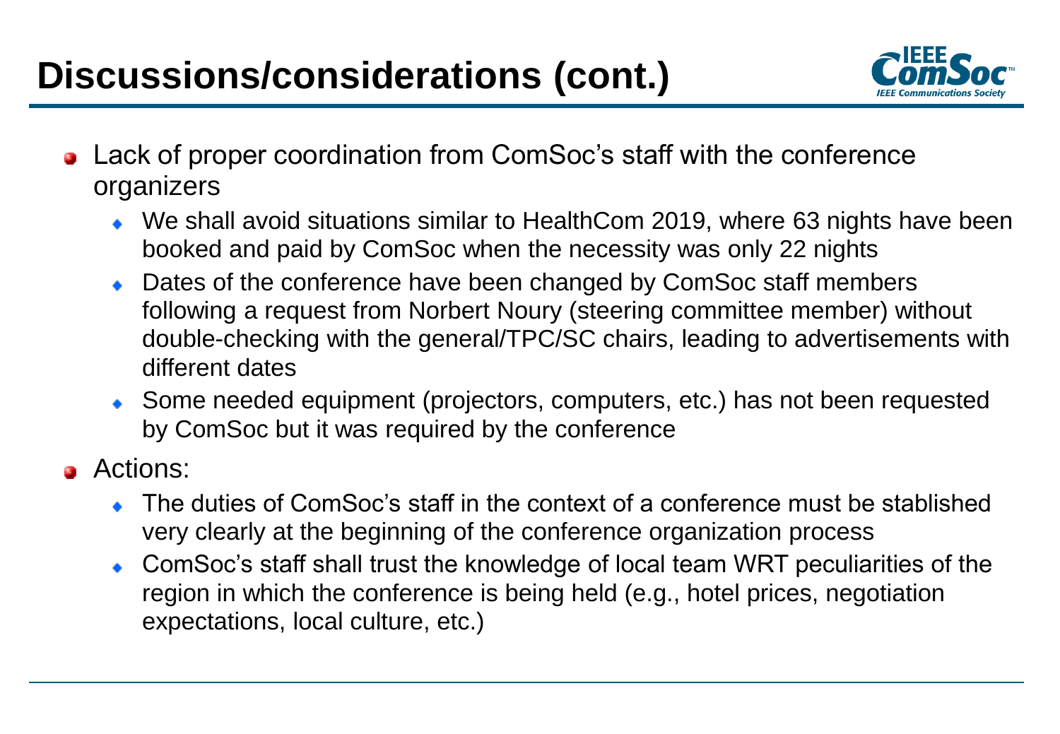# Discussions/considerations (cont.)

- Lack of proper coordination from ComSoc's staff with the conference organizers
  - We shall avoid situations similar to HealthCom 2019, where 63 nights have been booked and paid by ComSoc when the necessity was only 22 nights
  - Dates of the conference have been changed by ComSoc staff members following a request from Norbert Noury (steering committee member) without double-checking with the general/TPC/SC chairs, leading to advertisements with different dates
  - Some needed equipment (projectors, computers, etc.) has not been requested by ComSoc but it was required by the conference
- Actions:
  - The duties of ComSoc's staff in the context of a conference must be stablished very clearly at the beginning of the conference organization process
  - ComSoc's staff shall trust the knowledge of local team WRT peculiarities of the region in which the conference is being held (e.g., hotel prices, negotiation expectations, local culture, etc.)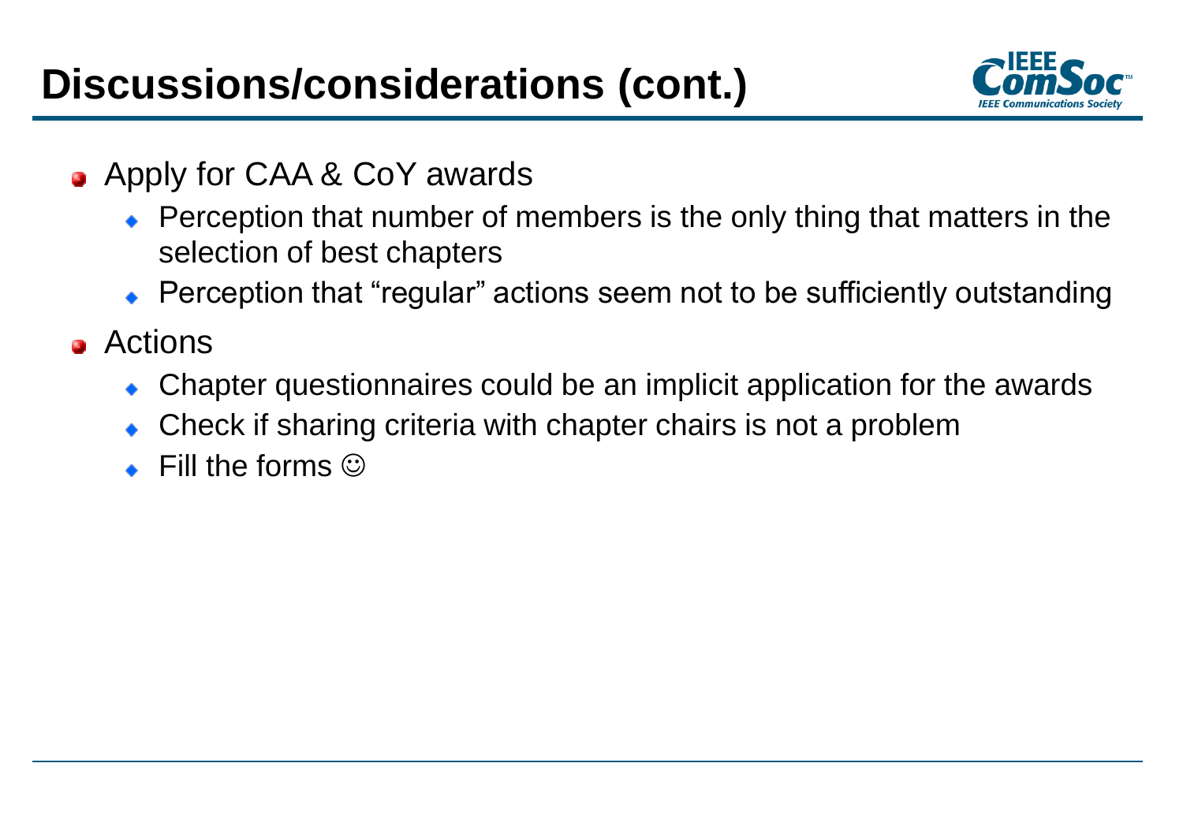# Discussions/considerations (cont.)

- Apply for CAA & CoY awards
  - Perception that number of members is the only thing that matters in the selection of best chapters
  - Perception that “regular” actions seem not to be sufficiently outstanding
- Actions
  - Chapter questionnaires could be an implicit application for the awards
  - Check if sharing criteria with chapter chairs is not a problem
  - Fill the forms ☺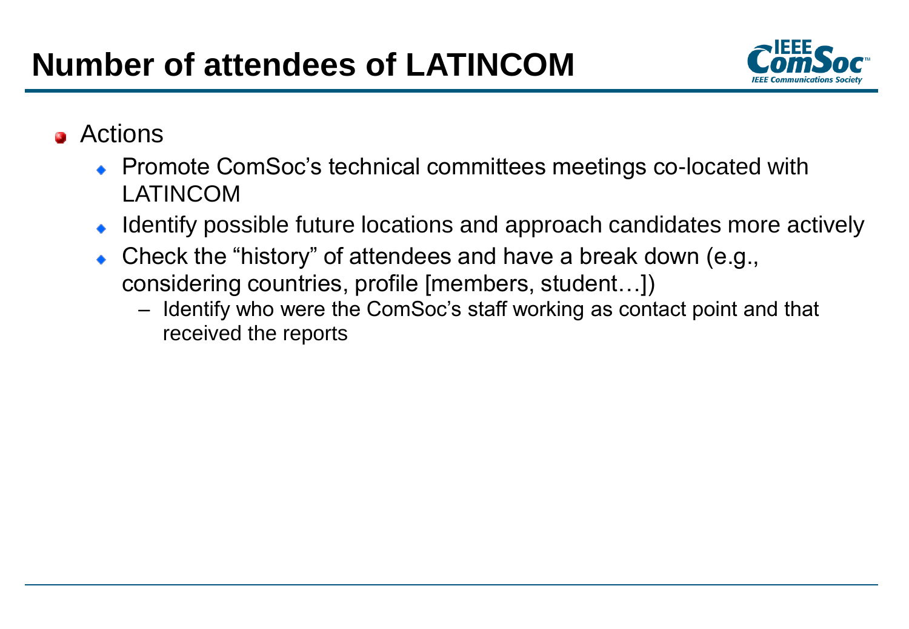# Number of attendees of LATINCOM

- Actions
  - Promote ComSoc's technical committees meetings co-located with LATINCOM
  - Identify possible future locations and approach candidates more actively
  - Check the "history" of attendees and have a break down (e.g., considering countries, profile [members, student…])
    - Identify who were the ComSoc's staff working as contact point and that received the reports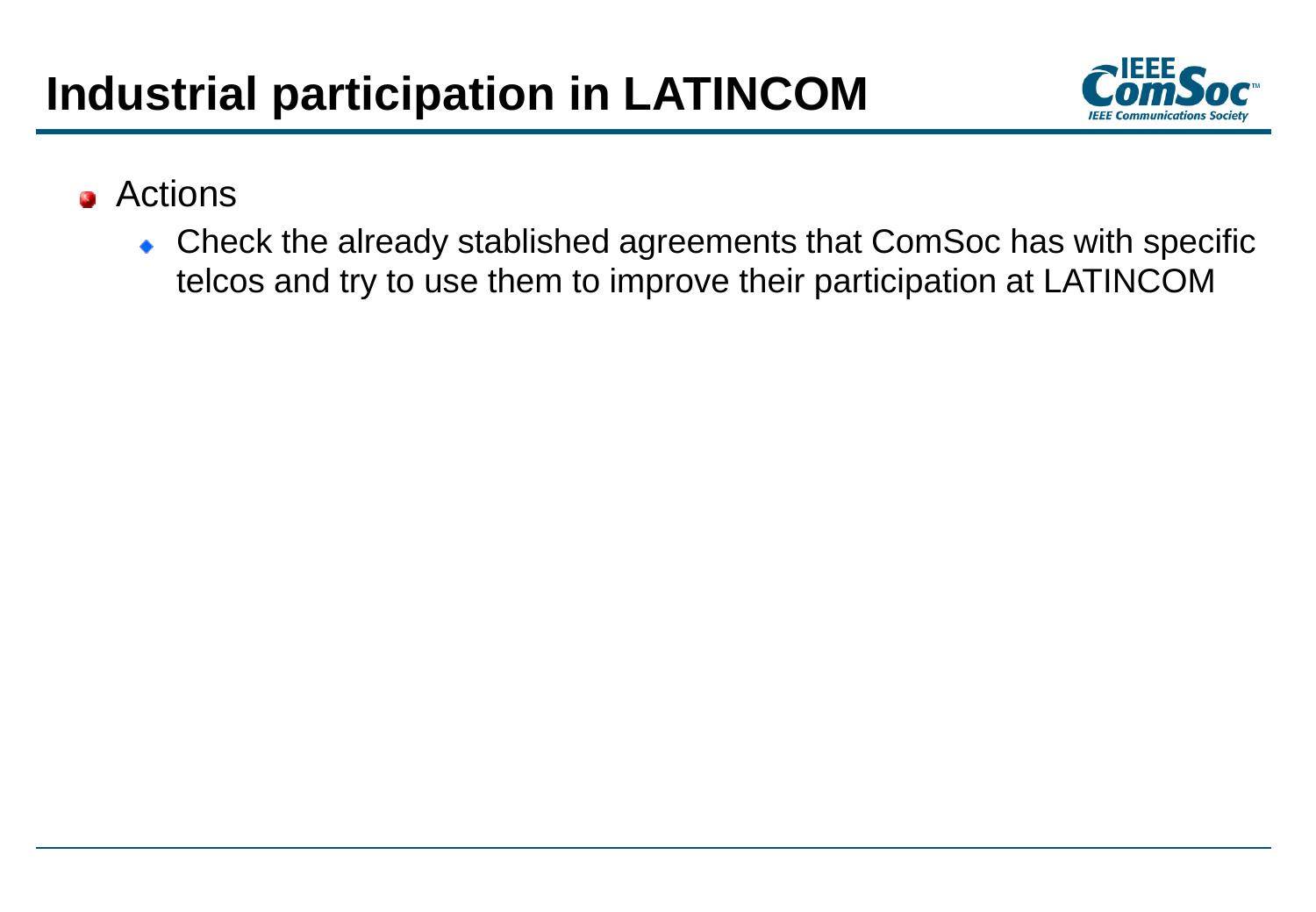# Industrial participation in LATINCOM

- Actions
  - Check the already stablished agreements that ComSoc has with specific telcos and try to use them to improve their participation at LATINCOM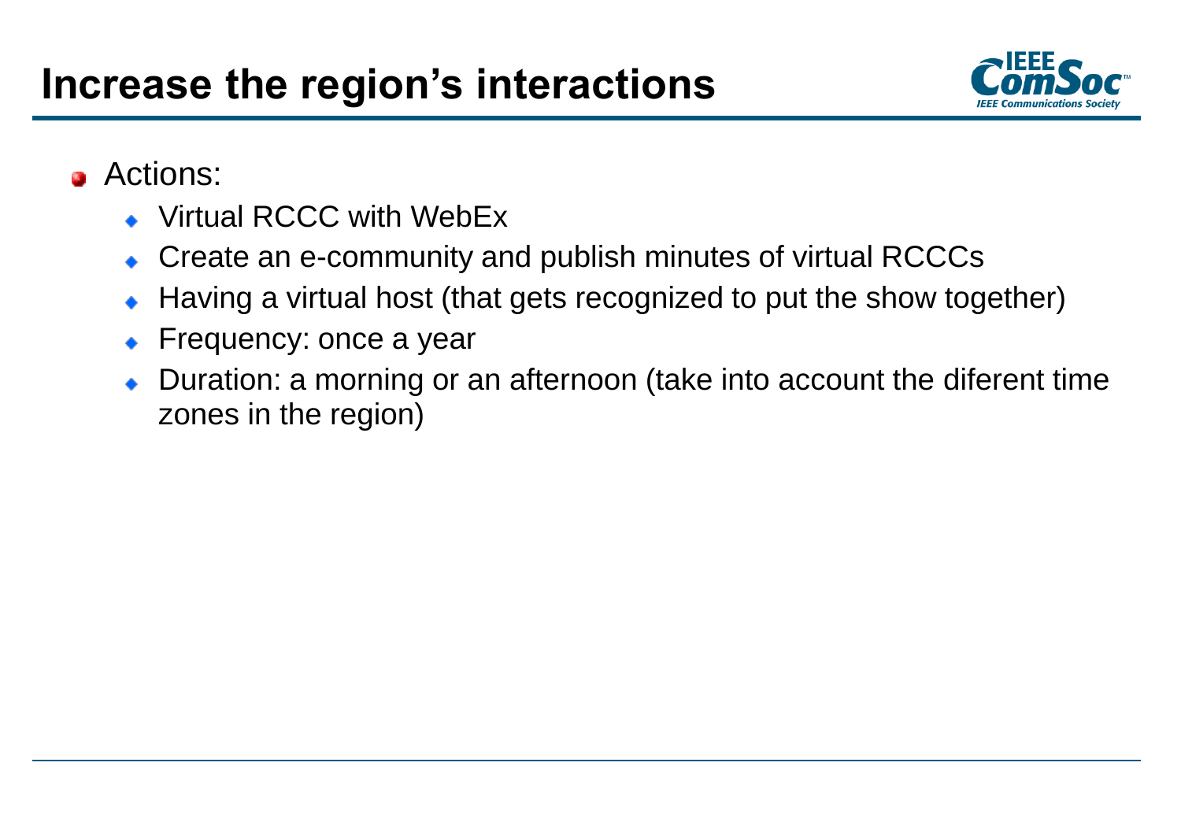# Increase the region's interactions

- Actions:
  - Virtual RCCC with WebEx
  - Create an e-community and publish minutes of virtual RCCCs
  - Having a virtual host (that gets recognized to put the show together)
  - Frequency: once a year
  - Duration: a morning or an afternoon (take into account the diferent time zones in the region)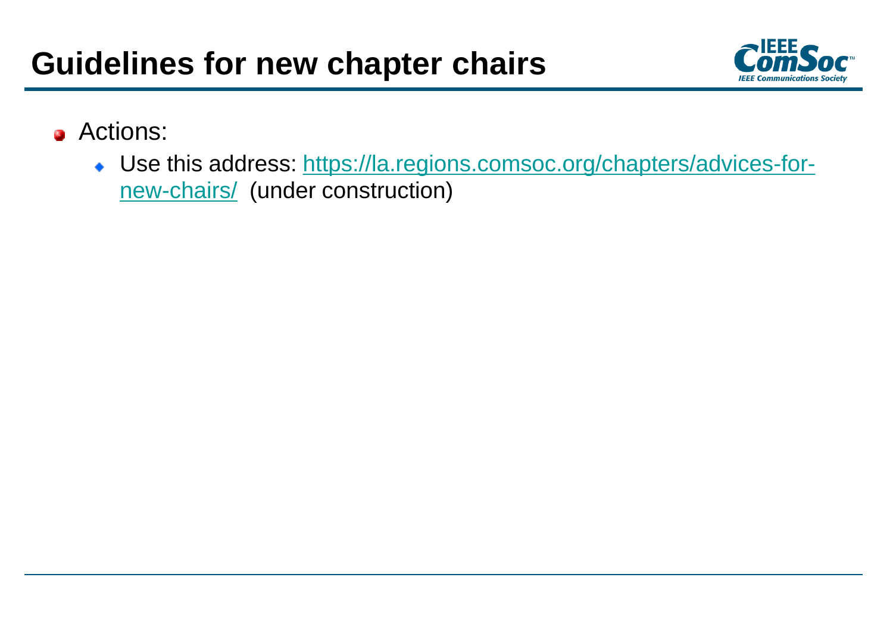# Guidelines for new chapter chairs

- Actions:
  - Use this address: https://la.regions.comsoc.org/chapters/advices-for-new-chairs/ (under construction)